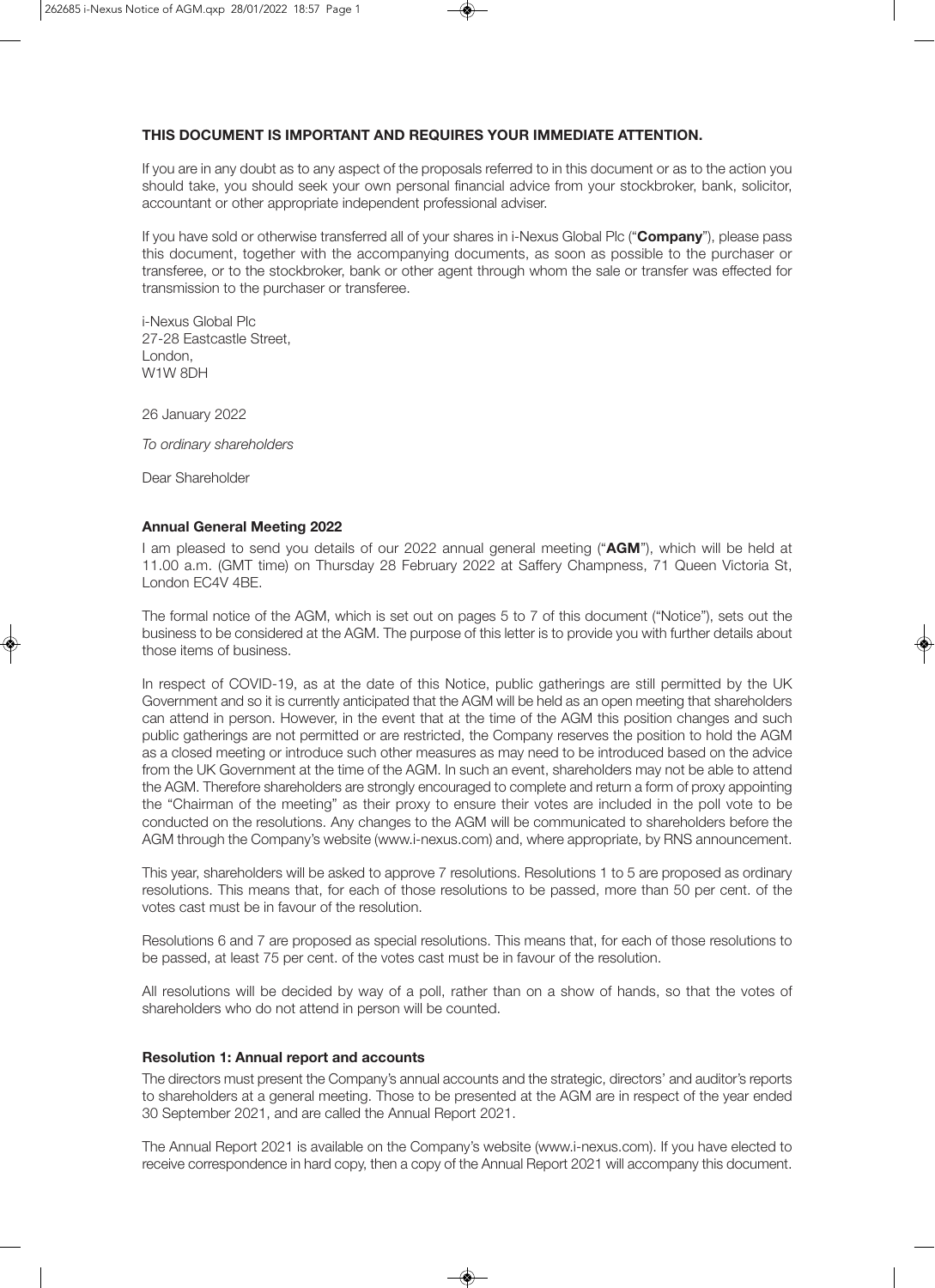**THIS DOCUMENT IS IMPORTANT AND REQUIRES YOUR IMMEDIATE ATTENTION.**

If you are in any doubt as to any aspect of the proposals referred to in this document or as to the action you should take, you should seek your own personal financial advice from your stockbroker, bank, solicitor, accountant or other appropriate independent professional adviser.

If you have sold or otherwise transferred all of your shares in i-Nexus Global Plc ("**Company**"), please pass this document, together with the accompanying documents, as soon as possible to the purchaser or transferee, or to the stockbroker, bank or other agent through whom the sale or transfer was effected for transmission to the purchaser or transferee.

i-Nexus Global Plc
27-28 Eastcastle Street,
London,
W1W 8DH

26 January 2022

*To ordinary shareholders*

Dear Shareholder

**Annual General Meeting 2022**

I am pleased to send you details of our 2022 annual general meeting ("**AGM**"), which will be held at 11.00 a.m. (GMT time) on Thursday 28 February 2022 at Saffery Champness, 71 Queen Victoria St, London EC4V 4BE.

The formal notice of the AGM, which is set out on pages 5 to 7 of this document ("Notice"), sets out the business to be considered at the AGM. The purpose of this letter is to provide you with further details about those items of business.

In respect of COVID-19, as at the date of this Notice, public gatherings are still permitted by the UK Government and so it is currently anticipated that the AGM will be held as an open meeting that shareholders can attend in person. However, in the event that at the time of the AGM this position changes and such public gatherings are not permitted or are restricted, the Company reserves the position to hold the AGM as a closed meeting or introduce such other measures as may need to be introduced based on the advice from the UK Government at the time of the AGM. In such an event, shareholders may not be able to attend the AGM. Therefore shareholders are strongly encouraged to complete and return a form of proxy appointing the "Chairman of the meeting" as their proxy to ensure their votes are included in the poll vote to be conducted on the resolutions. Any changes to the AGM will be communicated to shareholders before the AGM through the Company's website (www.i-nexus.com) and, where appropriate, by RNS announcement.

This year, shareholders will be asked to approve 7 resolutions. Resolutions 1 to 5 are proposed as ordinary resolutions. This means that, for each of those resolutions to be passed, more than 50 per cent. of the votes cast must be in favour of the resolution.

Resolutions 6 and 7 are proposed as special resolutions. This means that, for each of those resolutions to be passed, at least 75 per cent. of the votes cast must be in favour of the resolution.

All resolutions will be decided by way of a poll, rather than on a show of hands, so that the votes of shareholders who do not attend in person will be counted.

**Resolution 1: Annual report and accounts**

The directors must present the Company's annual accounts and the strategic, directors' and auditor's reports to shareholders at a general meeting. Those to be presented at the AGM are in respect of the year ended 30 September 2021, and are called the Annual Report 2021.

The Annual Report 2021 is available on the Company's website (www.i-nexus.com). If you have elected to receive correspondence in hard copy, then a copy of the Annual Report 2021 will accompany this document.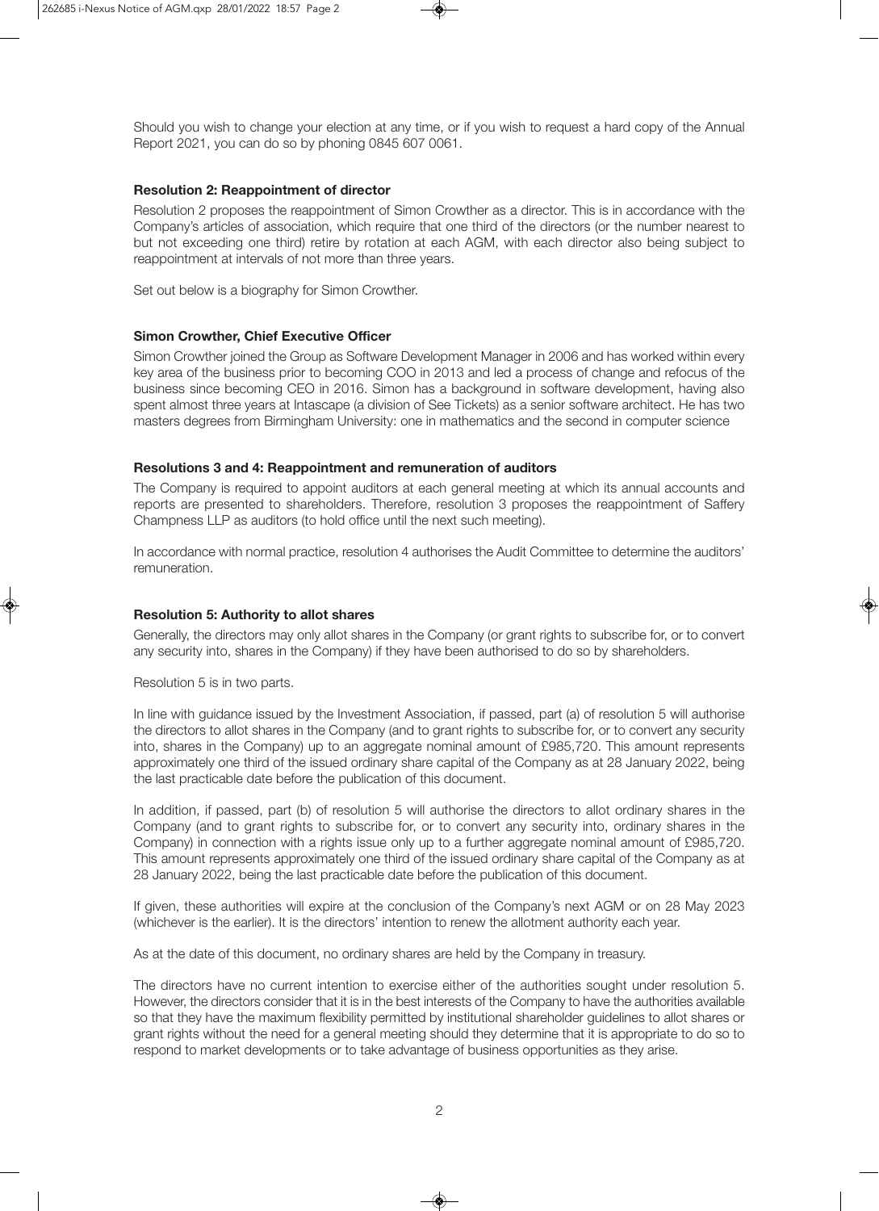Should you wish to change your election at any time, or if you wish to request a hard copy of the Annual Report 2021, you can do so by phoning 0845 607 0061.

### Resolution 2: Reappointment of director

Resolution 2 proposes the reappointment of Simon Crowther as a director. This is in accordance with the Company's articles of association, which require that one third of the directors (or the number nearest to but not exceeding one third) retire by rotation at each AGM, with each director also being subject to reappointment at intervals of not more than three years.

Set out below is a biography for Simon Crowther.

### Simon Crowther, Chief Executive Officer

Simon Crowther joined the Group as Software Development Manager in 2006 and has worked within every key area of the business prior to becoming COO in 2013 and led a process of change and refocus of the business since becoming CEO in 2016. Simon has a background in software development, having also spent almost three years at Intascape (a division of See Tickets) as a senior software architect. He has two masters degrees from Birmingham University: one in mathematics and the second in computer science

### Resolutions 3 and 4: Reappointment and remuneration of auditors

The Company is required to appoint auditors at each general meeting at which its annual accounts and reports are presented to shareholders. Therefore, resolution 3 proposes the reappointment of Saffery Champness LLP as auditors (to hold office until the next such meeting).

In accordance with normal practice, resolution 4 authorises the Audit Committee to determine the auditors' remuneration.

### Resolution 5: Authority to allot shares

Generally, the directors may only allot shares in the Company (or grant rights to subscribe for, or to convert any security into, shares in the Company) if they have been authorised to do so by shareholders.

Resolution 5 is in two parts.

In line with guidance issued by the Investment Association, if passed, part (a) of resolution 5 will authorise the directors to allot shares in the Company (and to grant rights to subscribe for, or to convert any security into, shares in the Company) up to an aggregate nominal amount of £985,720. This amount represents approximately one third of the issued ordinary share capital of the Company as at 28 January 2022, being the last practicable date before the publication of this document.

In addition, if passed, part (b) of resolution 5 will authorise the directors to allot ordinary shares in the Company (and to grant rights to subscribe for, or to convert any security into, ordinary shares in the Company) in connection with a rights issue only up to a further aggregate nominal amount of £985,720. This amount represents approximately one third of the issued ordinary share capital of the Company as at 28 January 2022, being the last practicable date before the publication of this document.

If given, these authorities will expire at the conclusion of the Company's next AGM or on 28 May 2023 (whichever is the earlier). It is the directors' intention to renew the allotment authority each year.

As at the date of this document, no ordinary shares are held by the Company in treasury.

The directors have no current intention to exercise either of the authorities sought under resolution 5. However, the directors consider that it is in the best interests of the Company to have the authorities available so that they have the maximum flexibility permitted by institutional shareholder guidelines to allot shares or grant rights without the need for a general meeting should they determine that it is appropriate to do so to respond to market developments or to take advantage of business opportunities as they arise.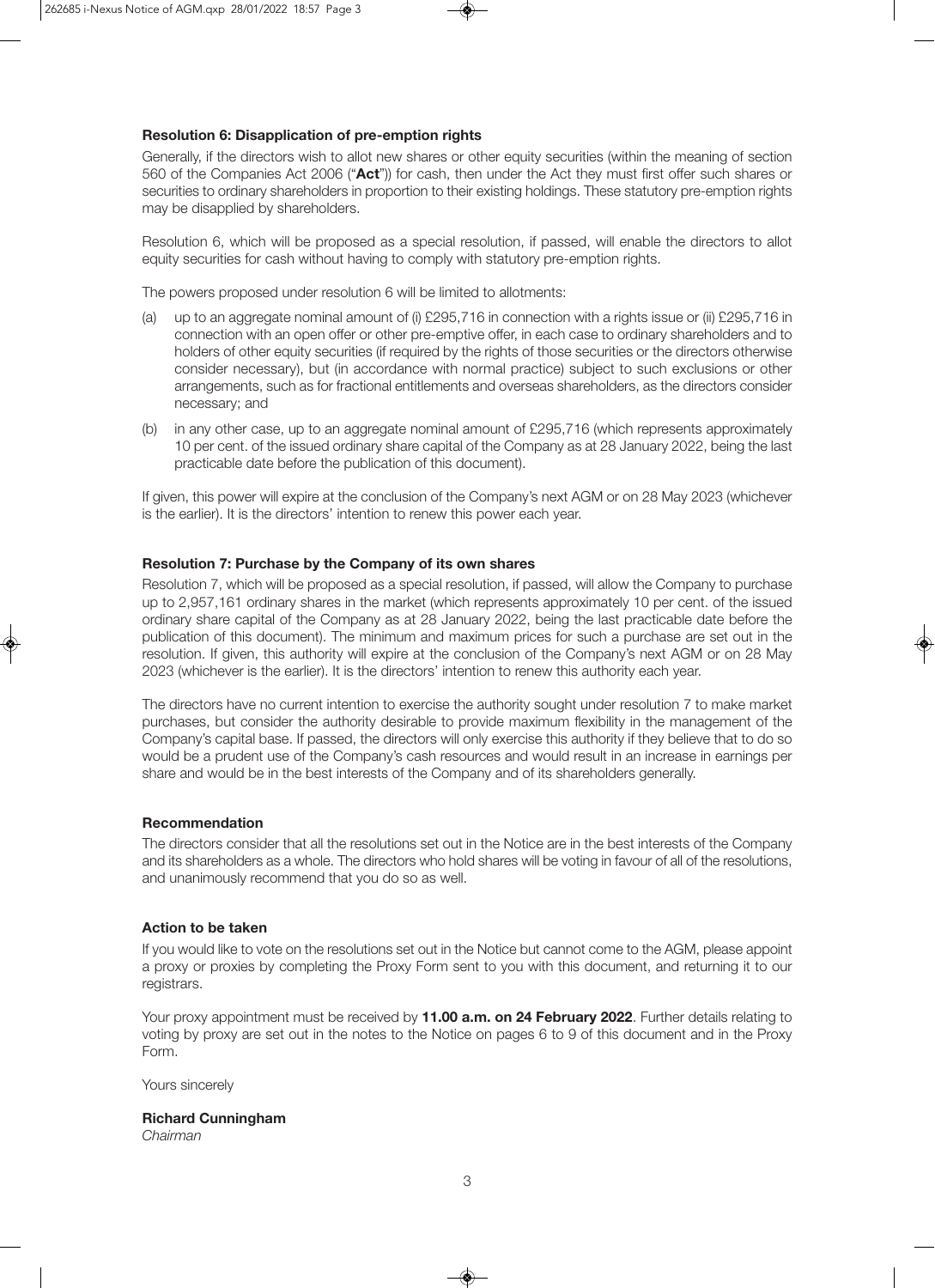### Resolution 6: Disapplication of pre-emption rights

Generally, if the directors wish to allot new shares or other equity securities (within the meaning of section 560 of the Companies Act 2006 ("**Act**")) for cash, then under the Act they must first offer such shares or securities to ordinary shareholders in proportion to their existing holdings. These statutory pre-emption rights may be disapplied by shareholders.

Resolution 6, which will be proposed as a special resolution, if passed, will enable the directors to allot equity securities for cash without having to comply with statutory pre-emption rights.

The powers proposed under resolution 6 will be limited to allotments:

(a) up to an aggregate nominal amount of (i) £295,716 in connection with a rights issue or (ii) £295,716 in connection with an open offer or other pre-emptive offer, in each case to ordinary shareholders and to holders of other equity securities (if required by the rights of those securities or the directors otherwise consider necessary), but (in accordance with normal practice) subject to such exclusions or other arrangements, such as for fractional entitlements and overseas shareholders, as the directors consider necessary; and

(b) in any other case, up to an aggregate nominal amount of £295,716 (which represents approximately 10 per cent. of the issued ordinary share capital of the Company as at 28 January 2022, being the last practicable date before the publication of this document).

If given, this power will expire at the conclusion of the Company's next AGM or on 28 May 2023 (whichever is the earlier). It is the directors' intention to renew this power each year.

### Resolution 7: Purchase by the Company of its own shares

Resolution 7, which will be proposed as a special resolution, if passed, will allow the Company to purchase up to 2,957,161 ordinary shares in the market (which represents approximately 10 per cent. of the issued ordinary share capital of the Company as at 28 January 2022, being the last practicable date before the publication of this document). The minimum and maximum prices for such a purchase are set out in the resolution. If given, this authority will expire at the conclusion of the Company's next AGM or on 28 May 2023 (whichever is the earlier). It is the directors' intention to renew this authority each year.

The directors have no current intention to exercise the authority sought under resolution 7 to make market purchases, but consider the authority desirable to provide maximum flexibility in the management of the Company's capital base. If passed, the directors will only exercise this authority if they believe that to do so would be a prudent use of the Company's cash resources and would result in an increase in earnings per share and would be in the best interests of the Company and of its shareholders generally.

### Recommendation

The directors consider that all the resolutions set out in the Notice are in the best interests of the Company and its shareholders as a whole. The directors who hold shares will be voting in favour of all of the resolutions, and unanimously recommend that you do so as well.

### Action to be taken

If you would like to vote on the resolutions set out in the Notice but cannot come to the AGM, please appoint a proxy or proxies by completing the Proxy Form sent to you with this document, and returning it to our registrars.

Your proxy appointment must be received by **11.00 a.m. on 24 February 2022**. Further details relating to voting by proxy are set out in the notes to the Notice on pages 6 to 9 of this document and in the Proxy Form.

Yours sincerely

**Richard Cunningham**
*Chairman*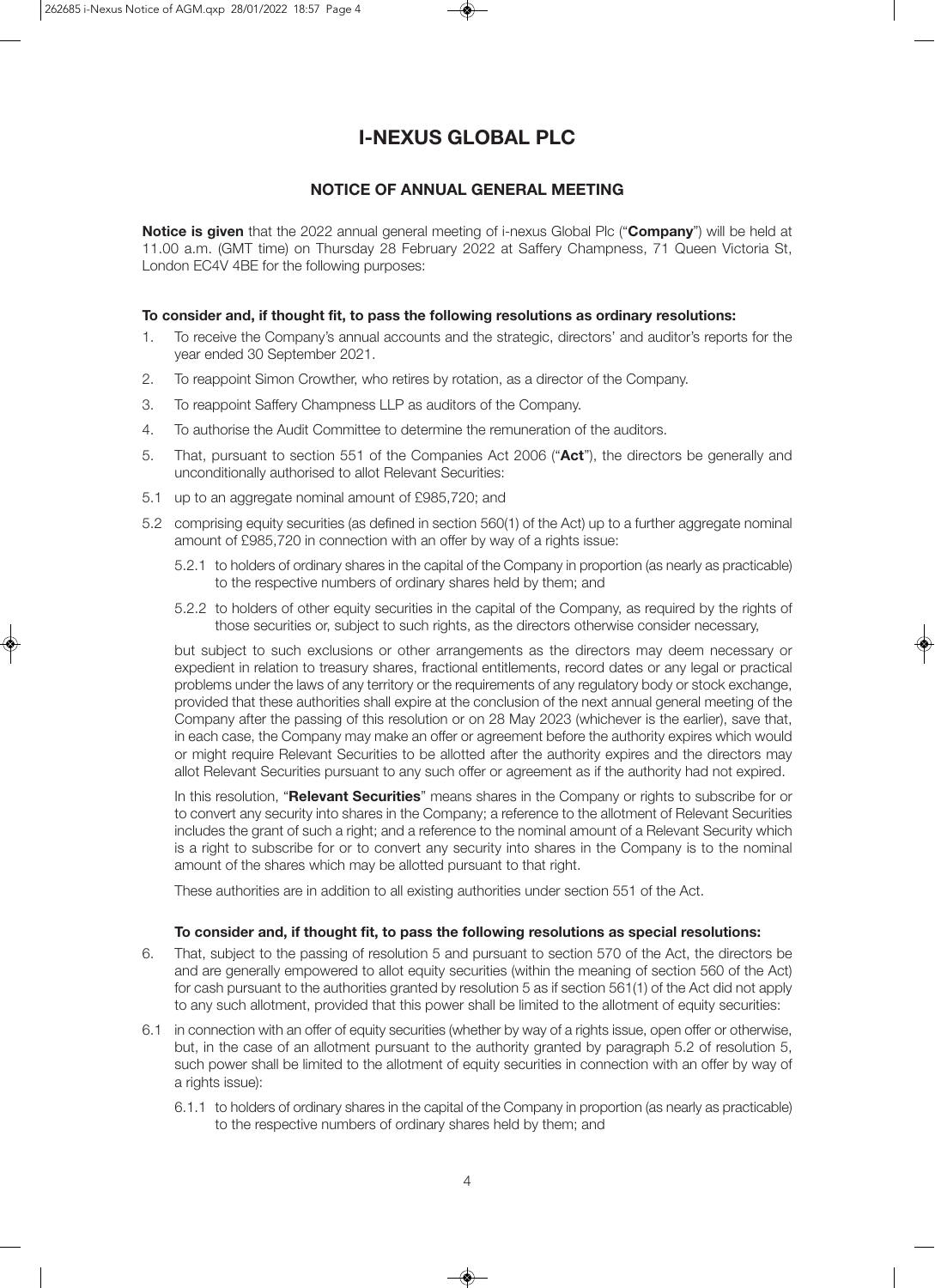# I-NEXUS GLOBAL PLC

## NOTICE OF ANNUAL GENERAL MEETING

**Notice is given** that the 2022 annual general meeting of i-nexus Global Plc ("**Company**") will be held at 11.00 a.m. (GMT time) on Thursday 28 February 2022 at Saffery Champness, 71 Queen Victoria St, London EC4V 4BE for the following purposes:

**To consider and, if thought fit, to pass the following resolutions as ordinary resolutions:**

1. To receive the Company's annual accounts and the strategic, directors' and auditor's reports for the year ended 30 September 2021.
2. To reappoint Simon Crowther, who retires by rotation, as a director of the Company.
3. To reappoint Saffery Champness LLP as auditors of the Company.
4. To authorise the Audit Committee to determine the remuneration of the auditors.
5. That, pursuant to section 551 of the Companies Act 2006 ("**Act**"), the directors be generally and unconditionally authorised to allot Relevant Securities:

5.1 up to an aggregate nominal amount of £985,720; and

5.2 comprising equity securities (as defined in section 560(1) of the Act) up to a further aggregate nominal amount of £985,720 in connection with an offer by way of a rights issue:

5.2.1 to holders of ordinary shares in the capital of the Company in proportion (as nearly as practicable) to the respective numbers of ordinary shares held by them; and

5.2.2 to holders of other equity securities in the capital of the Company, as required by the rights of those securities or, subject to such rights, as the directors otherwise consider necessary,

but subject to such exclusions or other arrangements as the directors may deem necessary or expedient in relation to treasury shares, fractional entitlements, record dates or any legal or practical problems under the laws of any territory or the requirements of any regulatory body or stock exchange, provided that these authorities shall expire at the conclusion of the next annual general meeting of the Company after the passing of this resolution or on 28 May 2023 (whichever is the earlier), save that, in each case, the Company may make an offer or agreement before the authority expires which would or might require Relevant Securities to be allotted after the authority expires and the directors may allot Relevant Securities pursuant to any such offer or agreement as if the authority had not expired.

In this resolution, "**Relevant Securities**" means shares in the Company or rights to subscribe for or to convert any security into shares in the Company; a reference to the allotment of Relevant Securities includes the grant of such a right; and a reference to the nominal amount of a Relevant Security which is a right to subscribe for or to convert any security into shares in the Company is to the nominal amount of the shares which may be allotted pursuant to that right.

These authorities are in addition to all existing authorities under section 551 of the Act.

**To consider and, if thought fit, to pass the following resolutions as special resolutions:**

6. That, subject to the passing of resolution 5 and pursuant to section 570 of the Act, the directors be and are generally empowered to allot equity securities (within the meaning of section 560 of the Act) for cash pursuant to the authorities granted by resolution 5 as if section 561(1) of the Act did not apply to any such allotment, provided that this power shall be limited to the allotment of equity securities:

6.1 in connection with an offer of equity securities (whether by way of a rights issue, open offer or otherwise, but, in the case of an allotment pursuant to the authority granted by paragraph 5.2 of resolution 5, such power shall be limited to the allotment of equity securities in connection with an offer by way of a rights issue):

6.1.1 to holders of ordinary shares in the capital of the Company in proportion (as nearly as practicable) to the respective numbers of ordinary shares held by them; and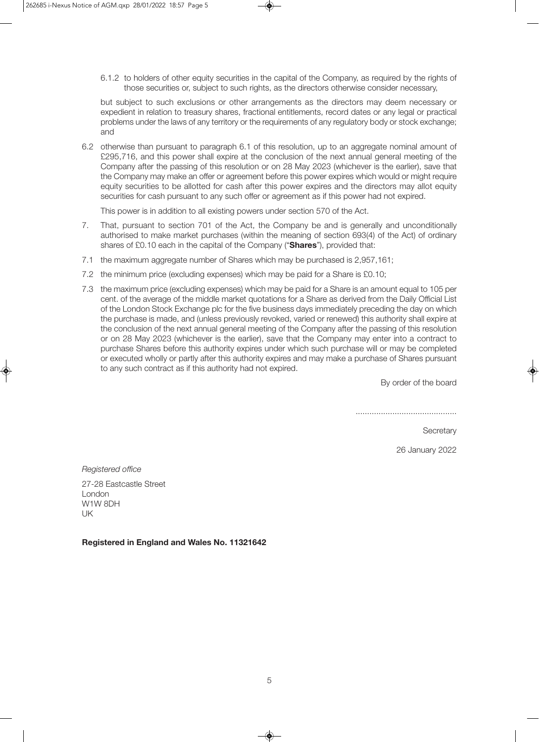6.1.2 to holders of other equity securities in the capital of the Company, as required by the rights of those securities or, subject to such rights, as the directors otherwise consider necessary,

but subject to such exclusions or other arrangements as the directors may deem necessary or expedient in relation to treasury shares, fractional entitlements, record dates or any legal or practical problems under the laws of any territory or the requirements of any regulatory body or stock exchange; and

6.2 otherwise than pursuant to paragraph 6.1 of this resolution, up to an aggregate nominal amount of £295,716, and this power shall expire at the conclusion of the next annual general meeting of the Company after the passing of this resolution or on 28 May 2023 (whichever is the earlier), save that the Company may make an offer or agreement before this power expires which would or might require equity securities to be allotted for cash after this power expires and the directors may allot equity securities for cash pursuant to any such offer or agreement as if this power had not expired.

This power is in addition to all existing powers under section 570 of the Act.

7. That, pursuant to section 701 of the Act, the Company be and is generally and unconditionally authorised to make market purchases (within the meaning of section 693(4) of the Act) of ordinary shares of £0.10 each in the capital of the Company ("**Shares**"), provided that:

7.1 the maximum aggregate number of Shares which may be purchased is 2,957,161;

7.2 the minimum price (excluding expenses) which may be paid for a Share is £0.10;

7.3 the maximum price (excluding expenses) which may be paid for a Share is an amount equal to 105 per cent. of the average of the middle market quotations for a Share as derived from the Daily Official List of the London Stock Exchange plc for the five business days immediately preceding the day on which the purchase is made, and (unless previously revoked, varied or renewed) this authority shall expire at the conclusion of the next annual general meeting of the Company after the passing of this resolution or on 28 May 2023 (whichever is the earlier), save that the Company may enter into a contract to purchase Shares before this authority expires under which such purchase will or may be completed or executed wholly or partly after this authority expires and may make a purchase of Shares pursuant to any such contract as if this authority had not expired.

By order of the board

...........................................

Secretary

26 January 2022

*Registered office*

27-28 Eastcastle Street
London
W1W 8DH
UK

**Registered in England and Wales No. 11321642**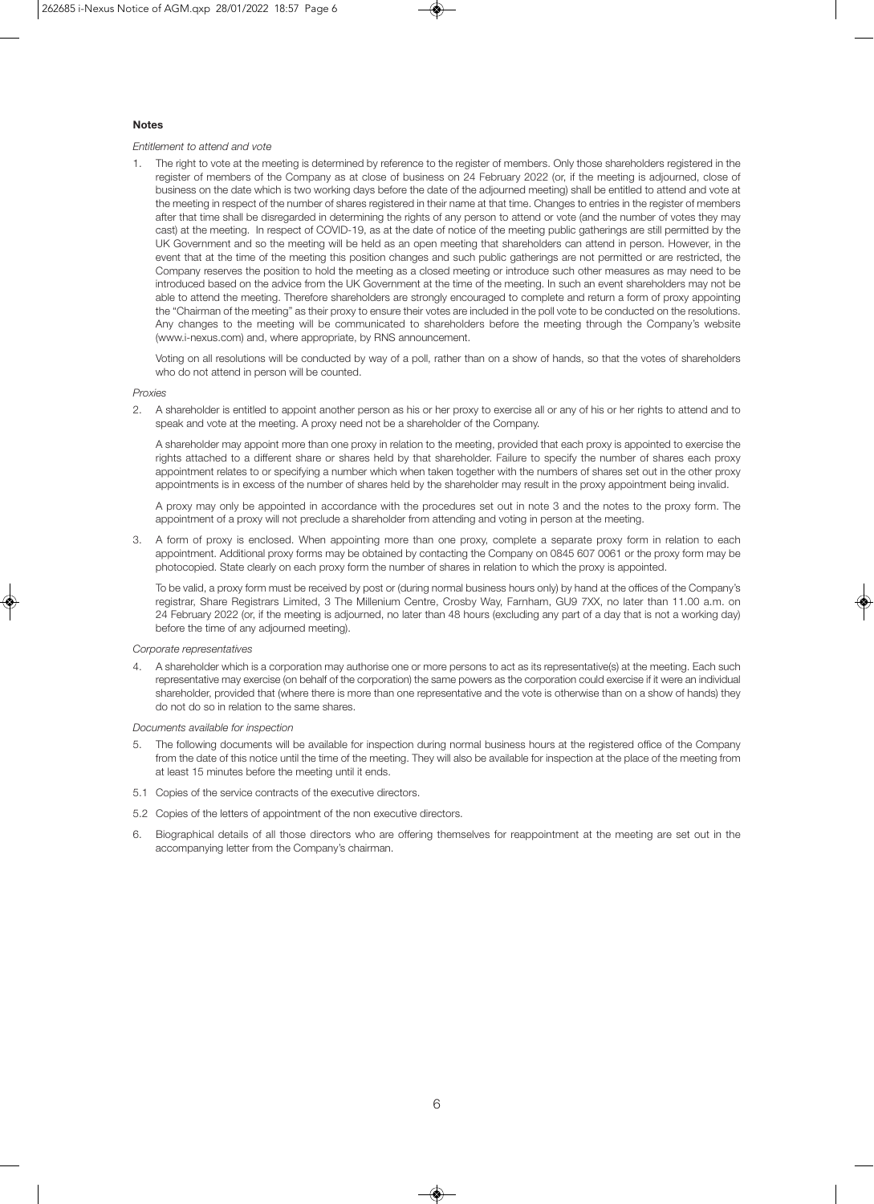**Notes**

*Entitlement to attend and vote*

1. The right to vote at the meeting is determined by reference to the register of members. Only those shareholders registered in the register of members of the Company as at close of business on 24 February 2022 (or, if the meeting is adjourned, close of business on the date which is two working days before the date of the adjourned meeting) shall be entitled to attend and vote at the meeting in respect of the number of shares registered in their name at that time. Changes to entries in the register of members after that time shall be disregarded in determining the rights of any person to attend or vote (and the number of votes they may cast) at the meeting. In respect of COVID-19, as at the date of notice of the meeting public gatherings are still permitted by the UK Government and so the meeting will be held as an open meeting that shareholders can attend in person. However, in the event that at the time of the meeting this position changes and such public gatherings are not permitted or are restricted, the Company reserves the position to hold the meeting as a closed meeting or introduce such other measures as may need to be introduced based on the advice from the UK Government at the time of the meeting. In such an event shareholders may not be able to attend the meeting. Therefore shareholders are strongly encouraged to complete and return a form of proxy appointing the "Chairman of the meeting" as their proxy to ensure their votes are included in the poll vote to be conducted on the resolutions. Any changes to the meeting will be communicated to shareholders before the meeting through the Company's website (www.i-nexus.com) and, where appropriate, by RNS announcement.

   Voting on all resolutions will be conducted by way of a poll, rather than on a show of hands, so that the votes of shareholders who do not attend in person will be counted.

*Proxies*

2. A shareholder is entitled to appoint another person as his or her proxy to exercise all or any of his or her rights to attend and to speak and vote at the meeting. A proxy need not be a shareholder of the Company.

   A shareholder may appoint more than one proxy in relation to the meeting, provided that each proxy is appointed to exercise the rights attached to a different share or shares held by that shareholder. Failure to specify the number of shares each proxy appointment relates to or specifying a number which when taken together with the numbers of shares set out in the other proxy appointments is in excess of the number of shares held by the shareholder may result in the proxy appointment being invalid.

   A proxy may only be appointed in accordance with the procedures set out in note 3 and the notes to the proxy form. The appointment of a proxy will not preclude a shareholder from attending and voting in person at the meeting.

3. A form of proxy is enclosed. When appointing more than one proxy, complete a separate proxy form in relation to each appointment. Additional proxy forms may be obtained by contacting the Company on 0845 607 0061 or the proxy form may be photocopied. State clearly on each proxy form the number of shares in relation to which the proxy is appointed.

   To be valid, a proxy form must be received by post or (during normal business hours only) by hand at the offices of the Company's registrar, Share Registrars Limited, 3 The Millenium Centre, Crosby Way, Farnham, GU9 7XX, no later than 11.00 a.m. on 24 February 2022 (or, if the meeting is adjourned, no later than 48 hours (excluding any part of a day that is not a working day) before the time of any adjourned meeting).

*Corporate representatives*

4. A shareholder which is a corporation may authorise one or more persons to act as its representative(s) at the meeting. Each such representative may exercise (on behalf of the corporation) the same powers as the corporation could exercise if it were an individual shareholder, provided that (where there is more than one representative and the vote is otherwise than on a show of hands) they do not do so in relation to the same shares.

*Documents available for inspection*

5. The following documents will be available for inspection during normal business hours at the registered office of the Company from the date of this notice until the time of the meeting. They will also be available for inspection at the place of the meeting from at least 15 minutes before the meeting until it ends.

5.1 Copies of the service contracts of the executive directors.

5.2 Copies of the letters of appointment of the non executive directors.

6. Biographical details of all those directors who are offering themselves for reappointment at the meeting are set out in the accompanying letter from the Company's chairman.